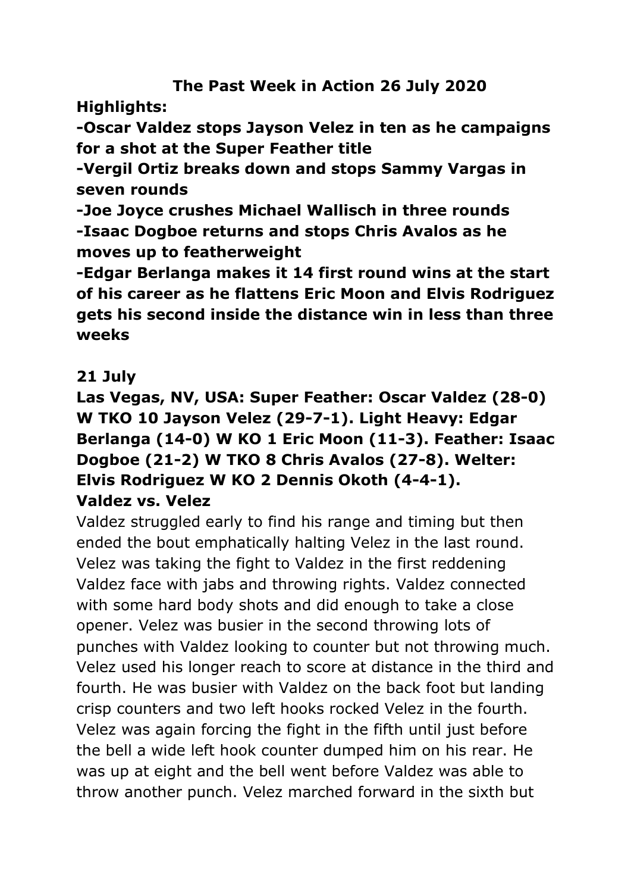# The Past Week in Action 26 July 2020

**Highlights:**

**-Oscar Valdez stops Jayson Velez in ten as he campaigns for a shot at the Super Feather title**

**-Vergil Ortiz breaks down and stops Sammy Vargas in seven rounds**

**-Joe Joyce crushes Michael Wallisch in three rounds**

**-Isaac Dogboe returns and stops Chris Avalos as he moves up to featherweight**

**-Edgar Berlanga makes it 14 first round wins at the start of his career as he flattens Eric Moon and Elvis Rodriguez gets his second inside the distance win in less than three weeks**

**21 July**

**Las Vegas, NV, USA: Super Feather: Oscar Valdez (28-0) W TKO 10 Jayson Velez (29-7-1). Light Heavy: Edgar Berlanga (14-0) W KO 1 Eric Moon (11-3). Feather: Isaac Dogboe (21-2) W TKO 8 Chris Avalos (27-8). Welter: Elvis Rodriguez W KO 2 Dennis Okoth (4-4-1).**

**Valdez vs. Velez**

Valdez struggled early to find his range and timing but then ended the bout emphatically halting Velez in the last round. Velez was taking the fight to Valdez in the first reddening Valdez face with jabs and throwing rights. Valdez connected with some hard body shots and did enough to take a close opener. Velez was busier in the second throwing lots of punches with Valdez looking to counter but not throwing much. Velez used his longer reach to score at distance in the third and fourth. He was busier with Valdez on the back foot but landing crisp counters and two left hooks rocked Velez in the fourth. Velez was again forcing the fight in the fifth until just before the bell a wide left hook counter dumped him on his rear. He was up at eight and the bell went before Valdez was able to throw another punch. Velez marched forward in the sixth but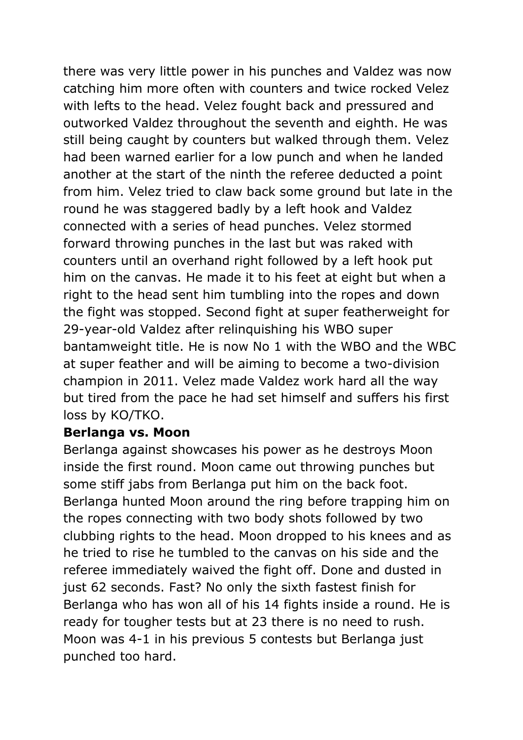there was very little power in his punches and Valdez was now catching him more often with counters and twice rocked Velez with lefts to the head. Velez fought back and pressured and outworked Valdez throughout the seventh and eighth. He was still being caught by counters but walked through them. Velez had been warned earlier for a low punch and when he landed another at the start of the ninth the referee deducted a point from him. Velez tried to claw back some ground but late in the round he was staggered badly by a left hook and Valdez connected with a series of head punches. Velez stormed forward throwing punches in the last but was raked with counters until an overhand right followed by a left hook put him on the canvas. He made it to his feet at eight but when a right to the head sent him tumbling into the ropes and down the fight was stopped. Second fight at super featherweight for 29-year-old Valdez after relinquishing his WBO super bantamweight title. He is now No 1 with the WBO and the WBC at super feather and will be aiming to become a two-division champion in 2011. Velez made Valdez work hard all the way but tired from the pace he had set himself and suffers his first loss by KO/TKO.

**Berlanga vs. Moon**

Berlanga against showcases his power as he destroys Moon inside the first round. Moon came out throwing punches but some stiff jabs from Berlanga put him on the back foot. Berlanga hunted Moon around the ring before trapping him on the ropes connecting with two body shots followed by two clubbing rights to the head. Moon dropped to his knees and as he tried to rise he tumbled to the canvas on his side and the referee immediately waived the fight off. Done and dusted in just 62 seconds. Fast? No only the sixth fastest finish for Berlanga who has won all of his 14 fights inside a round. He is ready for tougher tests but at 23 there is no need to rush. Moon was 4-1 in his previous 5 contests but Berlanga just punched too hard.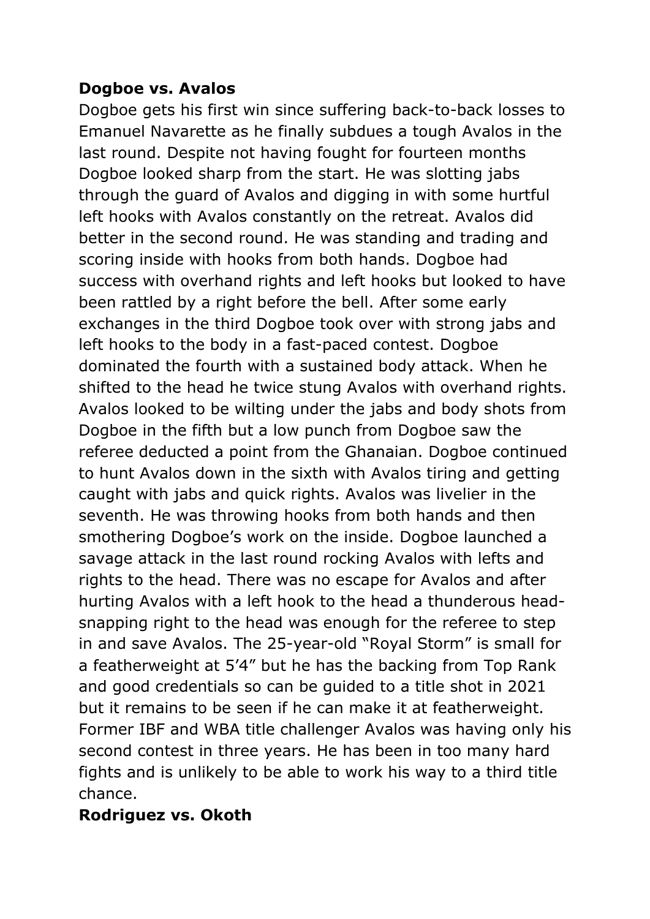**Dogboe vs. Avalos**

Dogboe gets his first win since suffering back-to-back losses to Emanuel Navarette as he finally subdues a tough Avalos in the last round. Despite not having fought for fourteen months Dogboe looked sharp from the start. He was slotting jabs through the guard of Avalos and digging in with some hurtful left hooks with Avalos constantly on the retreat. Avalos did better in the second round. He was standing and trading and scoring inside with hooks from both hands. Dogboe had success with overhand rights and left hooks but looked to have been rattled by a right before the bell. After some early exchanges in the third Dogboe took over with strong jabs and left hooks to the body in a fast-paced contest. Dogboe dominated the fourth with a sustained body attack. When he shifted to the head he twice stung Avalos with overhand rights. Avalos looked to be wilting under the jabs and body shots from Dogboe in the fifth but a low punch from Dogboe saw the referee deducted a point from the Ghanaian. Dogboe continued to hunt Avalos down in the sixth with Avalos tiring and getting caught with jabs and quick rights. Avalos was livelier in the seventh. He was throwing hooks from both hands and then smothering Dogboe's work on the inside. Dogboe launched a savage attack in the last round rocking Avalos with lefts and rights to the head. There was no escape for Avalos and after hurting Avalos with a left hook to the head a thunderous head-snapping right to the head was enough for the referee to step in and save Avalos. The 25-year-old "Royal Storm" is small for a featherweight at 5'4" but he has the backing from Top Rank and good credentials so can be guided to a title shot in 2021 but it remains to be seen if he can make it at featherweight. Former IBF and WBA title challenger Avalos was having only his second contest in three years. He has been in too many hard fights and is unlikely to be able to work his way to a third title chance.

**Rodriguez vs. Okoth**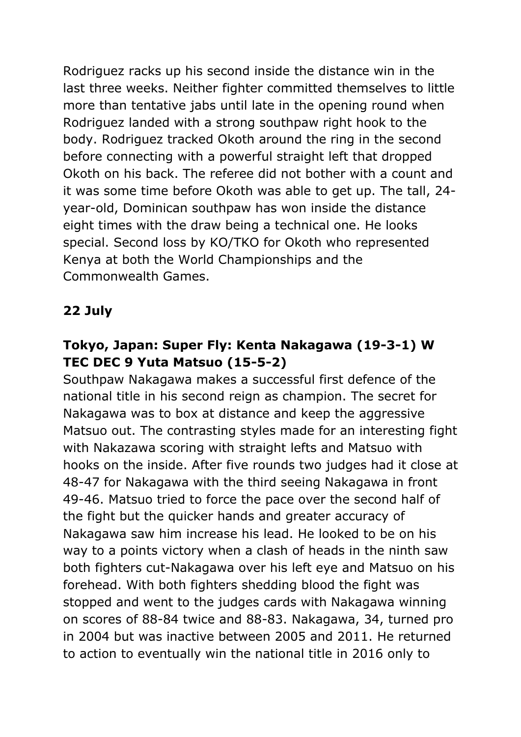Rodriguez racks up his second inside the distance win in the last three weeks. Neither fighter committed themselves to little more than tentative jabs until late in the opening round when Rodriguez landed with a strong southpaw right hook to the body. Rodriguez tracked Okoth around the ring in the second before connecting with a powerful straight left that dropped Okoth on his back. The referee did not bother with a count and it was some time before Okoth was able to get up. The tall, 24-year-old, Dominican southpaw has won inside the distance eight times with the draw being a technical one. He looks special. Second loss by KO/TKO for Okoth who represented Kenya at both the World Championships and the Commonwealth Games.

**22 July**

**Tokyo, Japan: Super Fly: Kenta Nakagawa (19-3-1) W TEC DEC 9 Yuta Matsuo (15-5-2)**

Southpaw Nakagawa makes a successful first defence of the national title in his second reign as champion. The secret for Nakagawa was to box at distance and keep the aggressive Matsuo out. The contrasting styles made for an interesting fight with Nakazawa scoring with straight lefts and Matsuo with hooks on the inside. After five rounds two judges had it close at 48-47 for Nakagawa with the third seeing Nakagawa in front 49-46. Matsuo tried to force the pace over the second half of the fight but the quicker hands and greater accuracy of Nakagawa saw him increase his lead. He looked to be on his way to a points victory when a clash of heads in the ninth saw both fighters cut-Nakagawa over his left eye and Matsuo on his forehead. With both fighters shedding blood the fight was stopped and went to the judges cards with Nakagawa winning on scores of 88-84 twice and 88-83. Nakagawa, 34, turned pro in 2004 but was inactive between 2005 and 2011. He returned to action to eventually win the national title in 2016 only to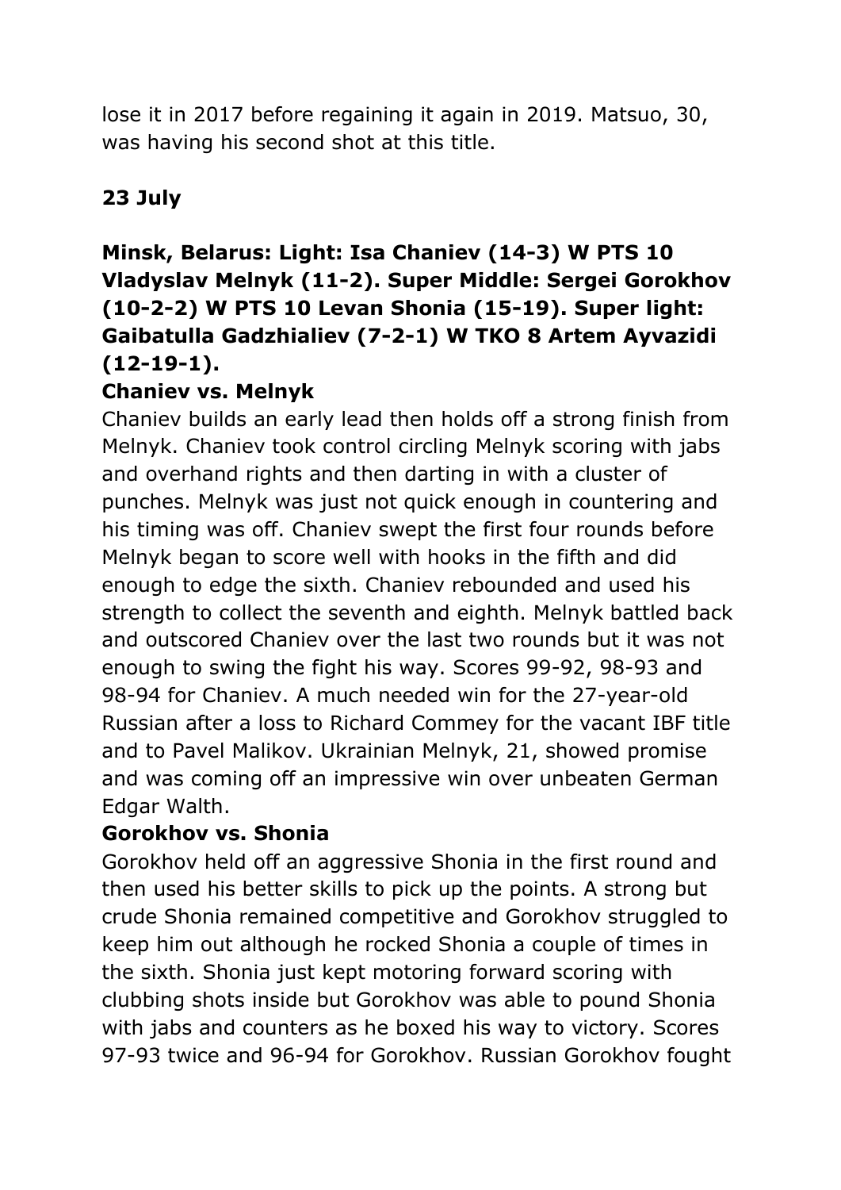lose it in 2017 before regaining it again in 2019. Matsuo, 30, was having his second shot at this title.

**23 July**

**Minsk, Belarus: Light: Isa Chaniev (14-3) W PTS 10 Vladyslav Melnyk (11-2). Super Middle: Sergei Gorokhov (10-2-2) W PTS 10 Levan Shonia (15-19). Super light: Gaibatulla Gadzhialiev (7-2-1) W TKO 8 Artem Ayvazidi (12-19-1).**

**Chaniev vs. Melnyk**

Chaniev builds an early lead then holds off a strong finish from Melnyk. Chaniev took control circling Melnyk scoring with jabs and overhand rights and then darting in with a cluster of punches. Melnyk was just not quick enough in countering and his timing was off. Chaniev swept the first four rounds before Melnyk began to score well with hooks in the fifth and did enough to edge the sixth. Chaniev rebounded and used his strength to collect the seventh and eighth. Melnyk battled back and outscored Chaniev over the last two rounds but it was not enough to swing the fight his way. Scores 99-92, 98-93 and 98-94 for Chaniev. A much needed win for the 27-year-old Russian after a loss to Richard Commey for the vacant IBF title and to Pavel Malikov. Ukrainian Melnyk, 21, showed promise and was coming off an impressive win over unbeaten German Edgar Walth.

**Gorokhov vs. Shonia**

Gorokhov held off an aggressive Shonia in the first round and then used his better skills to pick up the points. A strong but crude Shonia remained competitive and Gorokhov struggled to keep him out although he rocked Shonia a couple of times in the sixth. Shonia just kept motoring forward scoring with clubbing shots inside but Gorokhov was able to pound Shonia with jabs and counters as he boxed his way to victory. Scores 97-93 twice and 96-94 for Gorokhov. Russian Gorokhov fought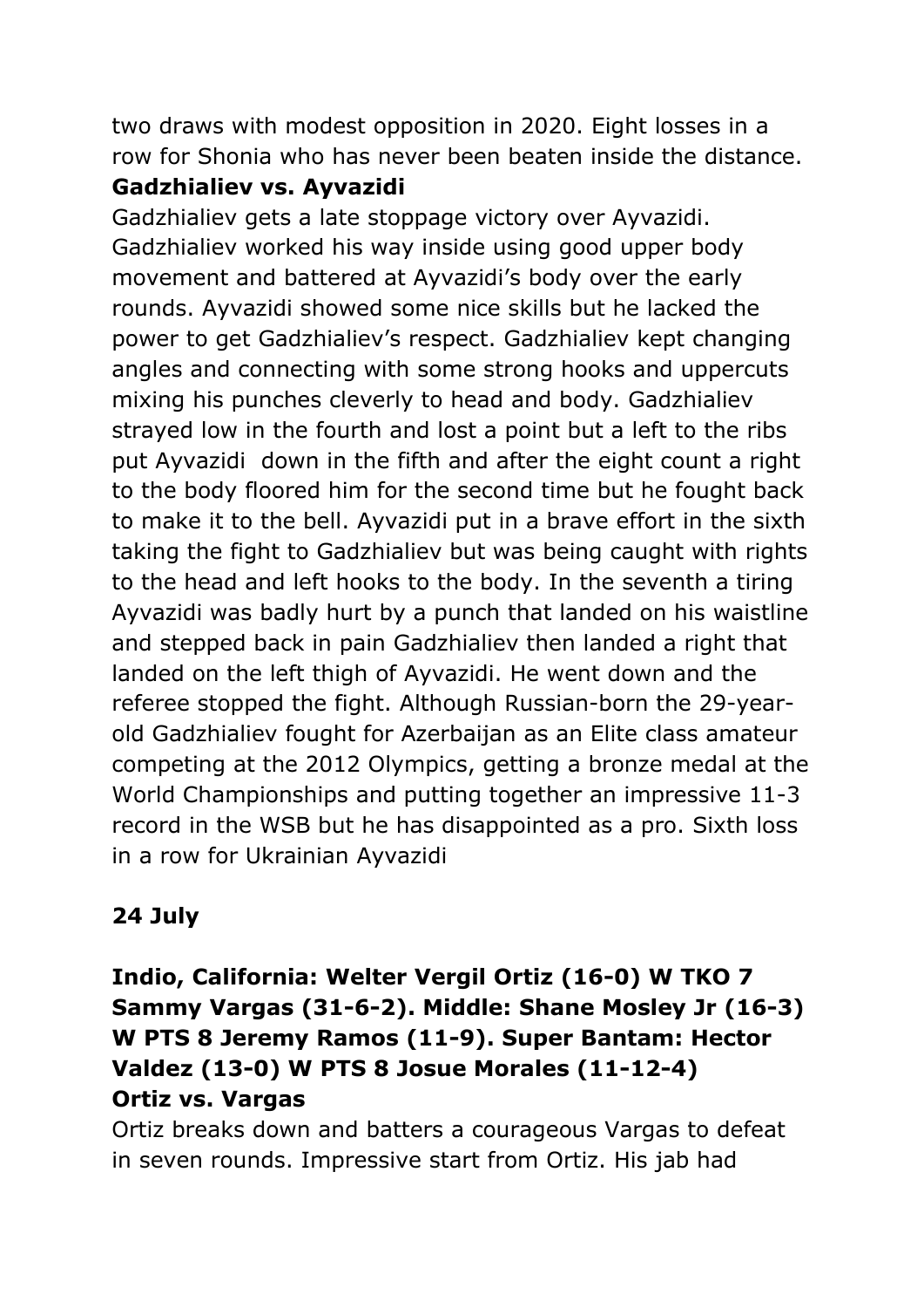two draws with modest opposition in 2020. Eight losses in a row for Shonia who has never been beaten inside the distance.

**Gadzhialiev vs. Ayvazidi**

Gadzhialiev gets a late stoppage victory over Ayvazidi. Gadzhialiev worked his way inside using good upper body movement and battered at Ayvazidi's body over the early rounds. Ayvazidi showed some nice skills but he lacked the power to get Gadzhialiev's respect. Gadzhialiev kept changing angles and connecting with some strong hooks and uppercuts mixing his punches cleverly to head and body. Gadzhialiev strayed low in the fourth and lost a point but a left to the ribs put Ayvazidi down in the fifth and after the eight count a right to the body floored him for the second time but he fought back to make it to the bell. Ayvazidi put in a brave effort in the sixth taking the fight to Gadzhialiev but was being caught with rights to the head and left hooks to the body. In the seventh a tiring Ayvazidi was badly hurt by a punch that landed on his waistline and stepped back in pain Gadzhialiev then landed a right that landed on the left thigh of Ayvazidi. He went down and the referee stopped the fight. Although Russian-born the 29-year-old Gadzhialiev fought for Azerbaijan as an Elite class amateur competing at the 2012 Olympics, getting a bronze medal at the World Championships and putting together an impressive 11-3 record in the WSB but he has disappointed as a pro. Sixth loss in a row for Ukrainian Ayvazidi

**24 July**

**Indio, California: Welter Vergil Ortiz (16-0) W TKO 7 Sammy Vargas (31-6-2). Middle: Shane Mosley Jr (16-3) W PTS 8 Jeremy Ramos (11-9). Super Bantam: Hector Valdez (13-0) W PTS 8 Josue Morales (11-12-4)**

**Ortiz vs. Vargas**

Ortiz breaks down and batters a courageous Vargas to defeat in seven rounds. Impressive start from Ortiz. His jab had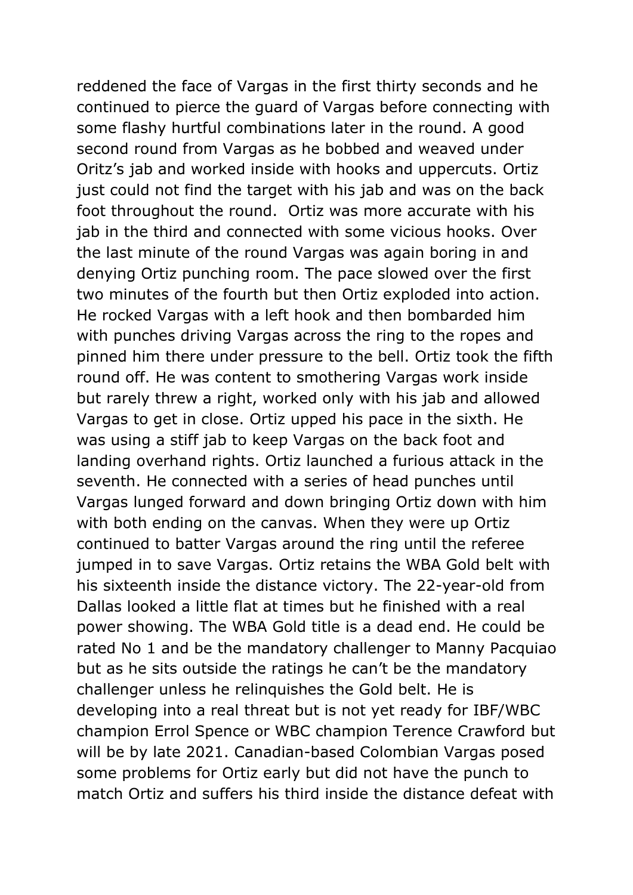reddened the face of Vargas in the first thirty seconds and he continued to pierce the guard of Vargas before connecting with some flashy hurtful combinations later in the round. A good second round from Vargas as he bobbed and weaved under Oritz's jab and worked inside with hooks and uppercuts. Ortiz just could not find the target with his jab and was on the back foot throughout the round.  Ortiz was more accurate with his jab in the third and connected with some vicious hooks. Over the last minute of the round Vargas was again boring in and denying Ortiz punching room. The pace slowed over the first two minutes of the fourth but then Ortiz exploded into action. He rocked Vargas with a left hook and then bombarded him with punches driving Vargas across the ring to the ropes and pinned him there under pressure to the bell. Ortiz took the fifth round off. He was content to smothering Vargas work inside but rarely threw a right, worked only with his jab and allowed Vargas to get in close. Ortiz upped his pace in the sixth. He was using a stiff jab to keep Vargas on the back foot and landing overhand rights. Ortiz launched a furious attack in the seventh. He connected with a series of head punches until Vargas lunged forward and down bringing Ortiz down with him with both ending on the canvas. When they were up Ortiz continued to batter Vargas around the ring until the referee jumped in to save Vargas. Ortiz retains the WBA Gold belt with his sixteenth inside the distance victory. The 22-year-old from Dallas looked a little flat at times but he finished with a real power showing. The WBA Gold title is a dead end. He could be rated No 1 and be the mandatory challenger to Manny Pacquiao but as he sits outside the ratings he can't be the mandatory challenger unless he relinquishes the Gold belt. He is developing into a real threat but is not yet ready for IBF/WBC champion Errol Spence or WBC champion Terence Crawford but will be by late 2021. Canadian-based Colombian Vargas posed some problems for Ortiz early but did not have the punch to match Ortiz and suffers his third inside the distance defeat with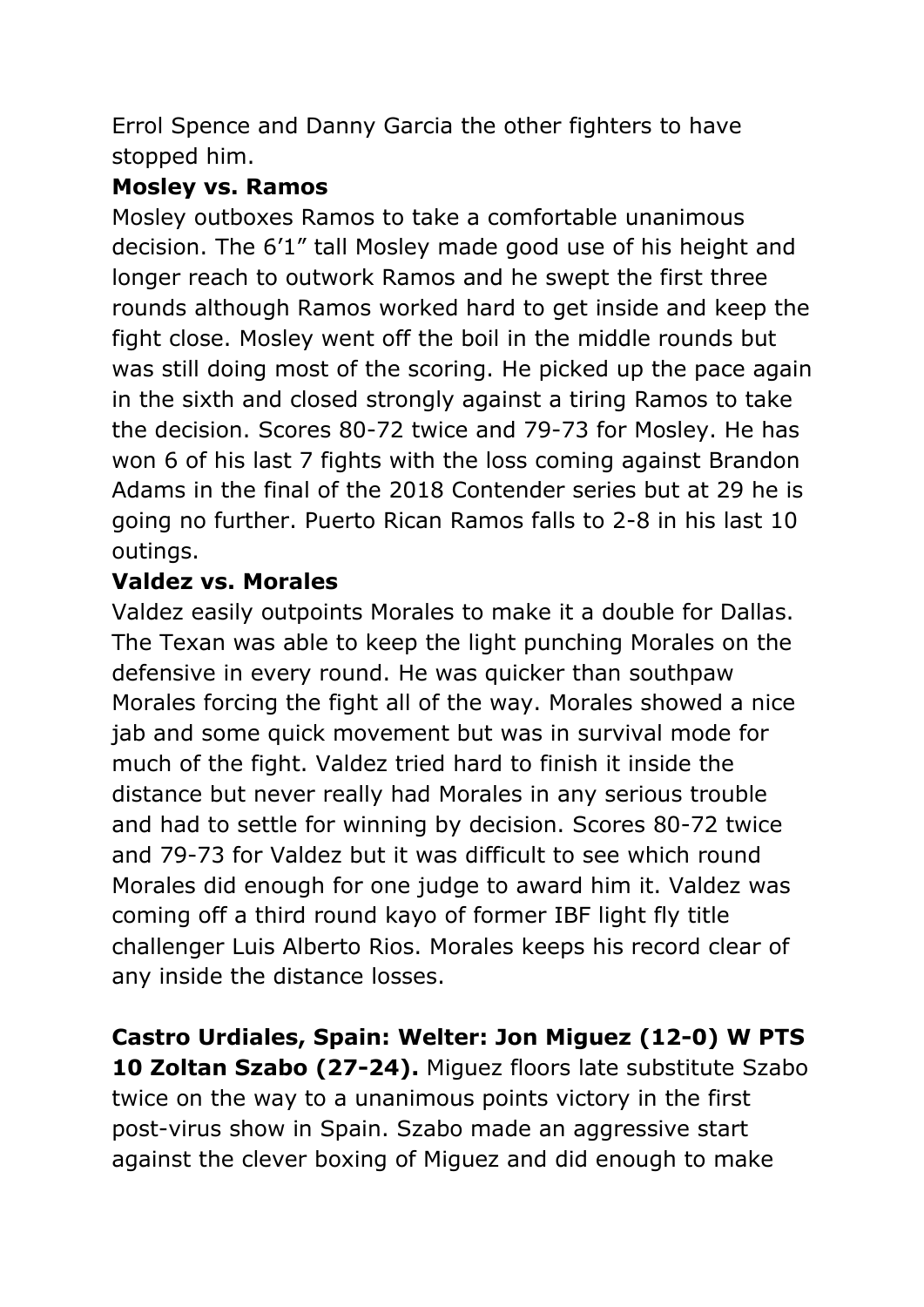Errol Spence and Danny Garcia the other fighters to have stopped him.

**Mosley vs. Ramos**

Mosley outboxes Ramos to take a comfortable unanimous decision. The 6'1" tall Mosley made good use of his height and longer reach to outwork Ramos and he swept the first three rounds although Ramos worked hard to get inside and keep the fight close. Mosley went off the boil in the middle rounds but was still doing most of the scoring. He picked up the pace again in the sixth and closed strongly against a tiring Ramos to take the decision. Scores 80-72 twice and 79-73 for Mosley. He has won 6 of his last 7 fights with the loss coming against Brandon Adams in the final of the 2018 Contender series but at 29 he is going no further. Puerto Rican Ramos falls to 2-8 in his last 10 outings.

**Valdez vs. Morales**

Valdez easily outpoints Morales to make it a double for Dallas. The Texan was able to keep the light punching Morales on the defensive in every round. He was quicker than southpaw Morales forcing the fight all of the way. Morales showed a nice jab and some quick movement but was in survival mode for much of the fight. Valdez tried hard to finish it inside the distance but never really had Morales in any serious trouble and had to settle for winning by decision. Scores 80-72 twice and 79-73 for Valdez but it was difficult to see which round Morales did enough for one judge to award him it. Valdez was coming off a third round kayo of former IBF light fly title challenger Luis Alberto Rios. Morales keeps his record clear of any inside the distance losses.

**Castro Urdiales, Spain: Welter: Jon Miguez (12-0) W PTS 10 Zoltan Szabo (27-24).** Miguez floors late substitute Szabo twice on the way to a unanimous points victory in the first post-virus show in Spain. Szabo made an aggressive start against the clever boxing of Miguez and did enough to make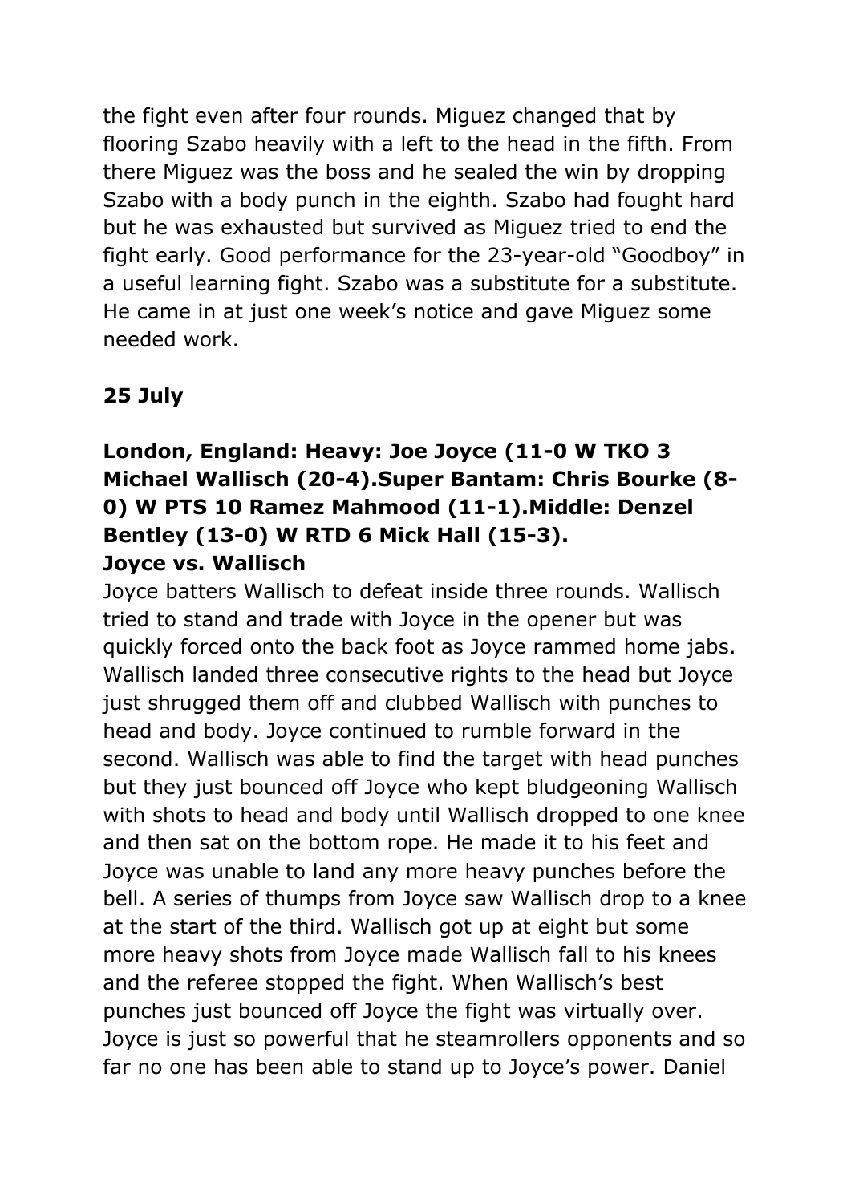the fight even after four rounds. Miguez changed that by flooring Szabo heavily with a left to the head in the fifth. From there Miguez was the boss and he sealed the win by dropping Szabo with a body punch in the eighth. Szabo had fought hard but he was exhausted but survived as Miguez tried to end the fight early. Good performance for the 23-year-old "Goodboy" in a useful learning fight. Szabo was a substitute for a substitute. He came in at just one week's notice and gave Miguez some needed work.

**25 July**

**London, England: Heavy: Joe Joyce (11-0 W TKO 3 Michael Wallisch (20-4).Super Bantam: Chris Bourke (8-0) W PTS 10 Ramez Mahmood (11-1).Middle: Denzel Bentley (13-0) W RTD 6 Mick Hall (15-3).**

**Joyce vs. Wallisch**

Joyce batters Wallisch to defeat inside three rounds. Wallisch tried to stand and trade with Joyce in the opener but was quickly forced onto the back foot as Joyce rammed home jabs. Wallisch landed three consecutive rights to the head but Joyce just shrugged them off and clubbed Wallisch with punches to head and body. Joyce continued to rumble forward in the second. Wallisch was able to find the target with head punches but they just bounced off Joyce who kept bludgeoning Wallisch with shots to head and body until Wallisch dropped to one knee and then sat on the bottom rope. He made it to his feet and Joyce was unable to land any more heavy punches before the bell. A series of thumps from Joyce saw Wallisch drop to a knee at the start of the third. Wallisch got up at eight but some more heavy shots from Joyce made Wallisch fall to his knees and the referee stopped the fight. When Wallisch's best punches just bounced off Joyce the fight was virtually over. Joyce is just so powerful that he steamrollers opponents and so far no one has been able to stand up to Joyce's power. Daniel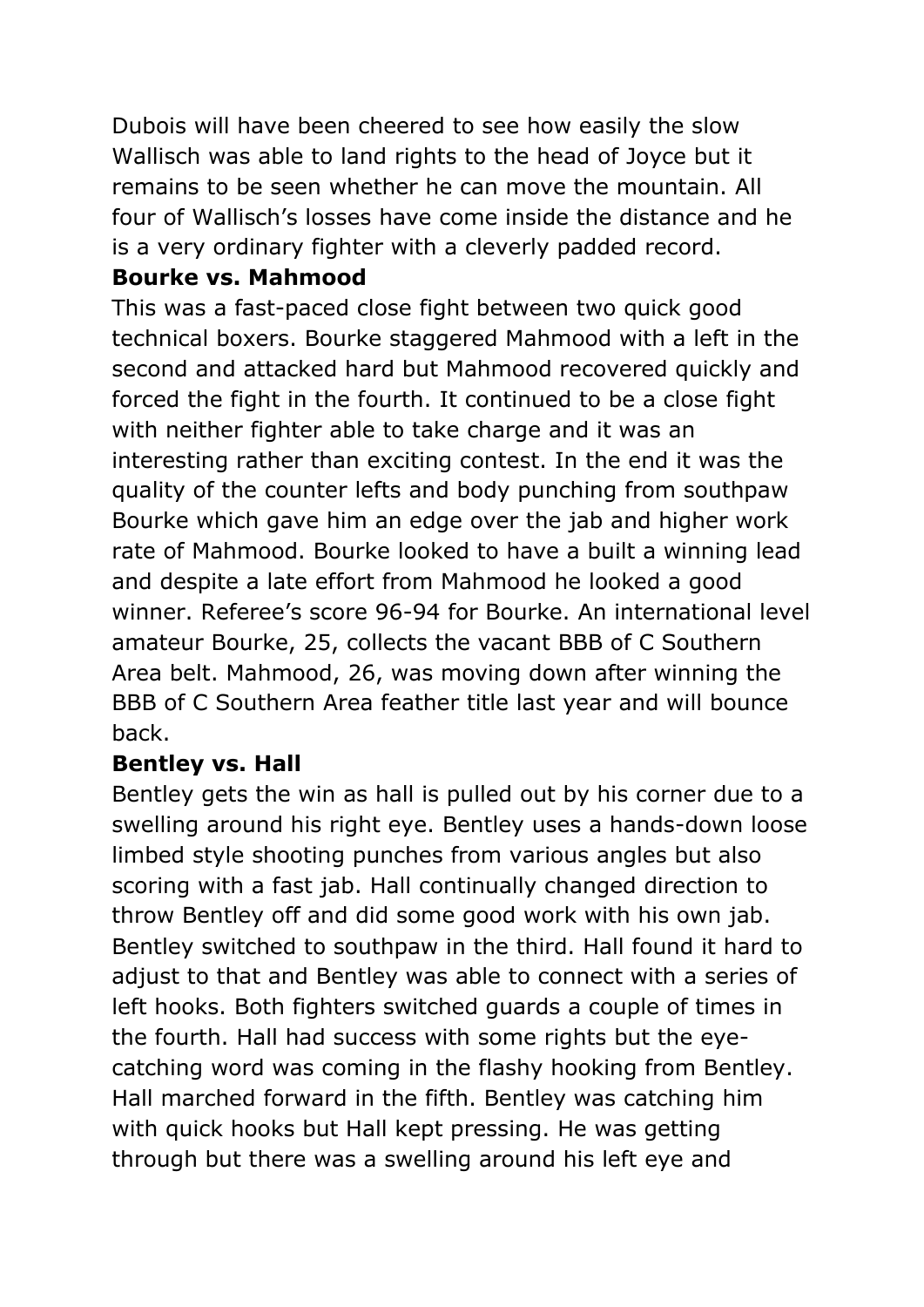Dubois will have been cheered to see how easily the slow Wallisch was able to land rights to the head of Joyce but it remains to be seen whether he can move the mountain. All four of Wallisch's losses have come inside the distance and he is a very ordinary fighter with a cleverly padded record.

**Bourke vs. Mahmood**

This was a fast-paced close fight between two quick good technical boxers. Bourke staggered Mahmood with a left in the second and attacked hard but Mahmood recovered quickly and forced the fight in the fourth. It continued to be a close fight with neither fighter able to take charge and it was an interesting rather than exciting contest. In the end it was the quality of the counter lefts and body punching from southpaw Bourke which gave him an edge over the jab and higher work rate of Mahmood. Bourke looked to have a built a winning lead and despite a late effort from Mahmood he looked a good winner. Referee's score 96-94 for Bourke. An international level amateur Bourke, 25, collects the vacant BBB of C Southern Area belt. Mahmood, 26, was moving down after winning the BBB of C Southern Area feather title last year and will bounce back.

**Bentley vs. Hall**

Bentley gets the win as hall is pulled out by his corner due to a swelling around his right eye. Bentley uses a hands-down loose limbed style shooting punches from various angles but also scoring with a fast jab. Hall continually changed direction to throw Bentley off and did some good work with his own jab. Bentley switched to southpaw in the third. Hall found it hard to adjust to that and Bentley was able to connect with a series of left hooks. Both fighters switched guards a couple of times in the fourth. Hall had success with some rights but the eye-catching word was coming in the flashy hooking from Bentley. Hall marched forward in the fifth. Bentley was catching him with quick hooks but Hall kept pressing. He was getting through but there was a swelling around his left eye and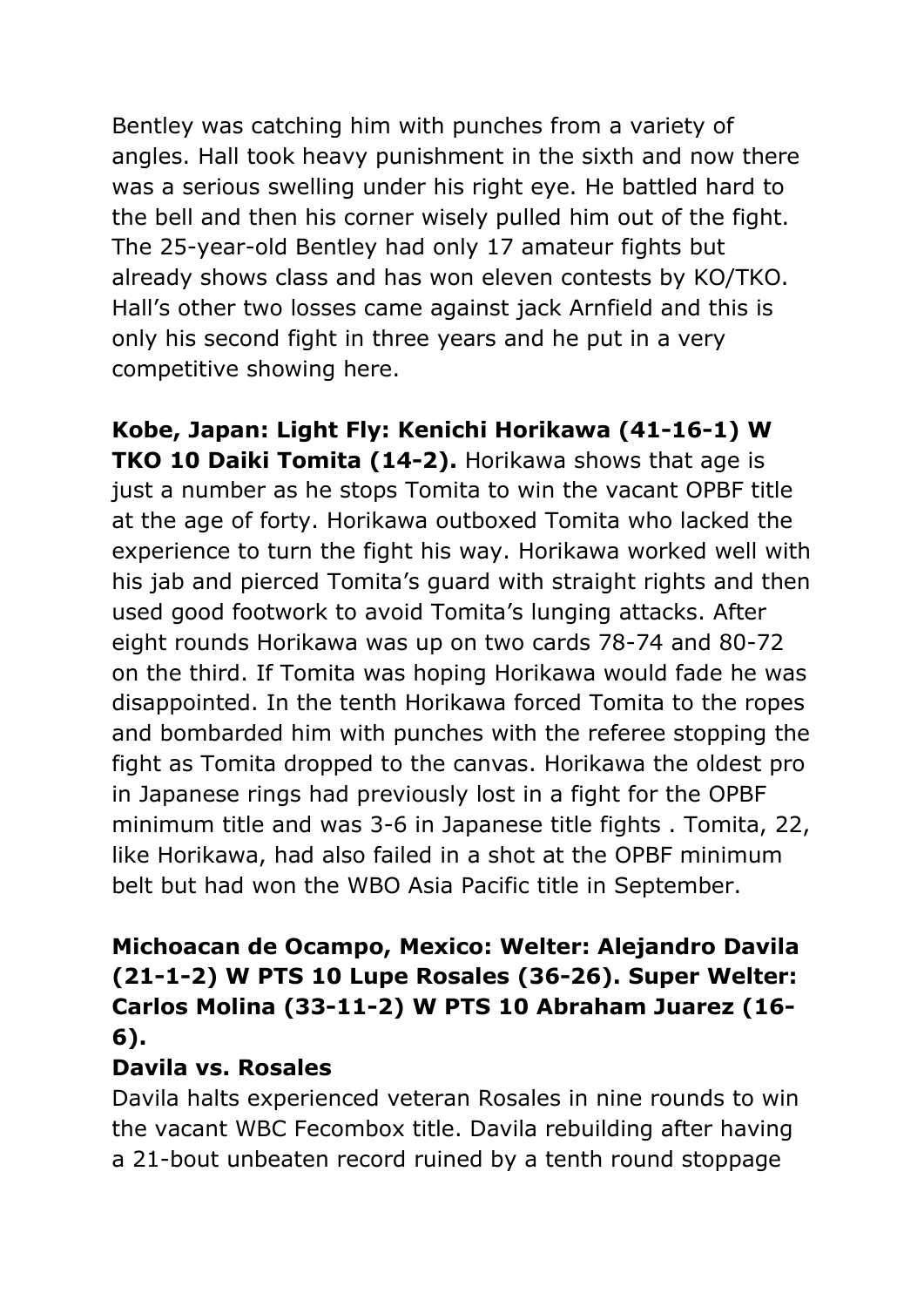Bentley was catching him with punches from a variety of angles. Hall took heavy punishment in the sixth and now there was a serious swelling under his right eye. He battled hard to the bell and then his corner wisely pulled him out of the fight. The 25-year-old Bentley had only 17 amateur fights but already shows class and has won eleven contests by KO/TKO. Hall's other two losses came against jack Arnfield and this is only his second fight in three years and he put in a very competitive showing here.

**Kobe, Japan: Light Fly: Kenichi Horikawa (41-16-1) W TKO 10 Daiki Tomita (14-2).** Horikawa shows that age is just a number as he stops Tomita to win the vacant OPBF title at the age of forty. Horikawa outboxed Tomita who lacked the experience to turn the fight his way. Horikawa worked well with his jab and pierced Tomita's guard with straight rights and then used good footwork to avoid Tomita's lunging attacks. After eight rounds Horikawa was up on two cards 78-74 and 80-72 on the third. If Tomita was hoping Horikawa would fade he was disappointed. In the tenth Horikawa forced Tomita to the ropes and bombarded him with punches with the referee stopping the fight as Tomita dropped to the canvas. Horikawa the oldest pro in Japanese rings had previously lost in a fight for the OPBF minimum title and was 3-6 in Japanese title fights . Tomita, 22, like Horikawa, had also failed in a shot at the OPBF minimum belt but had won the WBO Asia Pacific title in September.

**Michoacan de Ocampo, Mexico: Welter: Alejandro Davila (21-1-2) W PTS 10 Lupe Rosales (36-26). Super Welter: Carlos Molina (33-11-2) W PTS 10 Abraham Juarez (16-6).**

**Davila vs. Rosales**

Davila halts experienced veteran Rosales in nine rounds to win the vacant WBC Fecombox title. Davila rebuilding after having a 21-bout unbeaten record ruined by a tenth round stoppage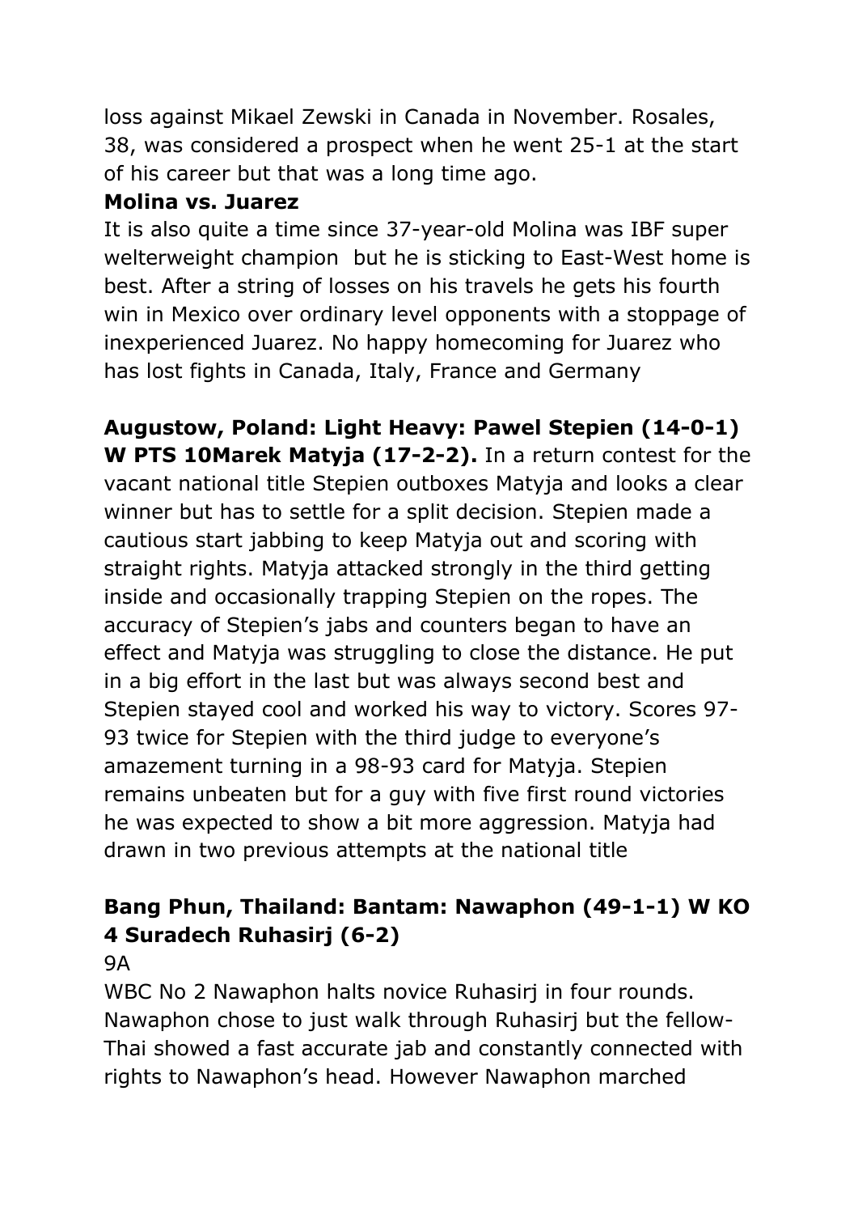loss against Mikael Zewski in Canada in November. Rosales, 38, was considered a prospect when he went 25-1 at the start of his career but that was a long time ago.

**Molina vs. Juarez**

It is also quite a time since 37-year-old Molina was IBF super welterweight champion but he is sticking to East-West home is best. After a string of losses on his travels he gets his fourth win in Mexico over ordinary level opponents with a stoppage of inexperienced Juarez. No happy homecoming for Juarez who has lost fights in Canada, Italy, France and Germany

**Augustow, Poland: Light Heavy: Pawel Stepien (14-0-1) W PTS 10Marek Matyja (17-2-2).** In a return contest for the vacant national title Stepien outboxes Matyja and looks a clear winner but has to settle for a split decision. Stepien made a cautious start jabbing to keep Matyja out and scoring with straight rights. Matyja attacked strongly in the third getting inside and occasionally trapping Stepien on the ropes. The accuracy of Stepien's jabs and counters began to have an effect and Matyja was struggling to close the distance. He put in a big effort in the last but was always second best and Stepien stayed cool and worked his way to victory. Scores 97-93 twice for Stepien with the third judge to everyone's amazement turning in a 98-93 card for Matyja. Stepien remains unbeaten but for a guy with five first round victories he was expected to show a bit more aggression. Matyja had drawn in two previous attempts at the national title

**Bang Phun, Thailand: Bantam: Nawaphon (49-1-1) W KO 4 Suradech Ruhasirj (6-2)**

9A

WBC No 2 Nawaphon halts novice Ruhasirj in four rounds. Nawaphon chose to just walk through Ruhasirj but the fellow-Thai showed a fast accurate jab and constantly connected with rights to Nawaphon's head. However Nawaphon marched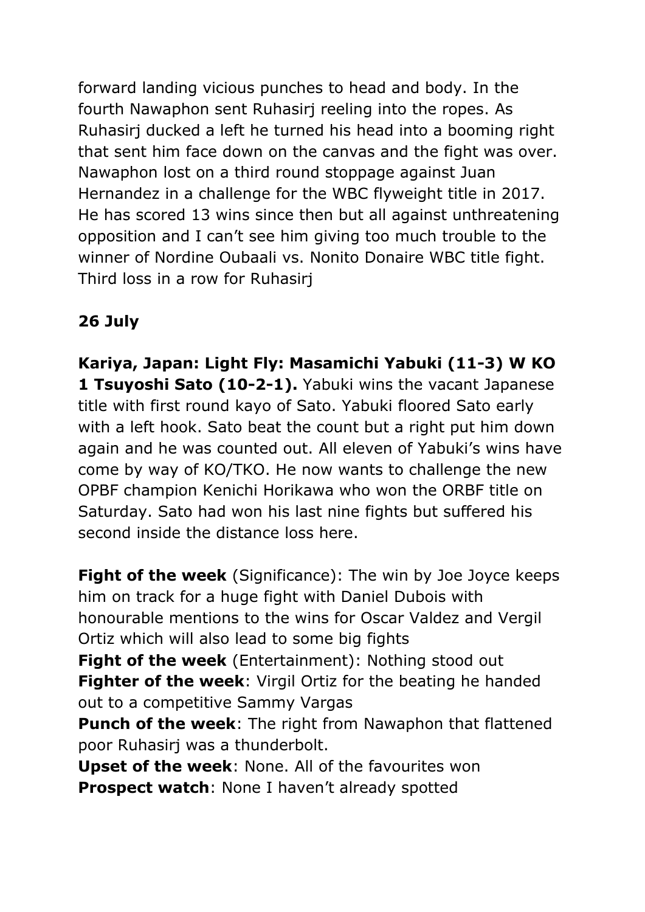forward landing vicious punches to head and body. In the fourth Nawaphon sent Ruhasirj reeling into the ropes. As Ruhasirj ducked a left he turned his head into a booming right that sent him face down on the canvas and the fight was over. Nawaphon lost on a third round stoppage against Juan Hernandez in a challenge for the WBC flyweight title in 2017. He has scored 13 wins since then but all against unthreatening opposition and I can't see him giving too much trouble to the winner of Nordine Oubaali vs. Nonito Donaire WBC title fight. Third loss in a row for Ruhasirj

**26 July**

**Kariya, Japan: Light Fly: Masamichi Yabuki (11-3) W KO 1 Tsuyoshi Sato (10-2-1).** Yabuki wins the vacant Japanese title with first round kayo of Sato. Yabuki floored Sato early with a left hook. Sato beat the count but a right put him down again and he was counted out. All eleven of Yabuki's wins have come by way of KO/TKO. He now wants to challenge the new OPBF champion Kenichi Horikawa who won the ORBF title on Saturday. Sato had won his last nine fights but suffered his second inside the distance loss here.

**Fight of the week** (Significance): The win by Joe Joyce keeps him on track for a huge fight with Daniel Dubois with honourable mentions to the wins for Oscar Valdez and Vergil Ortiz which will also lead to some big fights
**Fight of the week** (Entertainment): Nothing stood out
**Fighter of the week**: Virgil Ortiz for the beating he handed out to a competitive Sammy Vargas
**Punch of the week**: The right from Nawaphon that flattened poor Ruhasirj was a thunderbolt.
**Upset of the week**: None. All of the favourites won
**Prospect watch**: None I haven't already spotted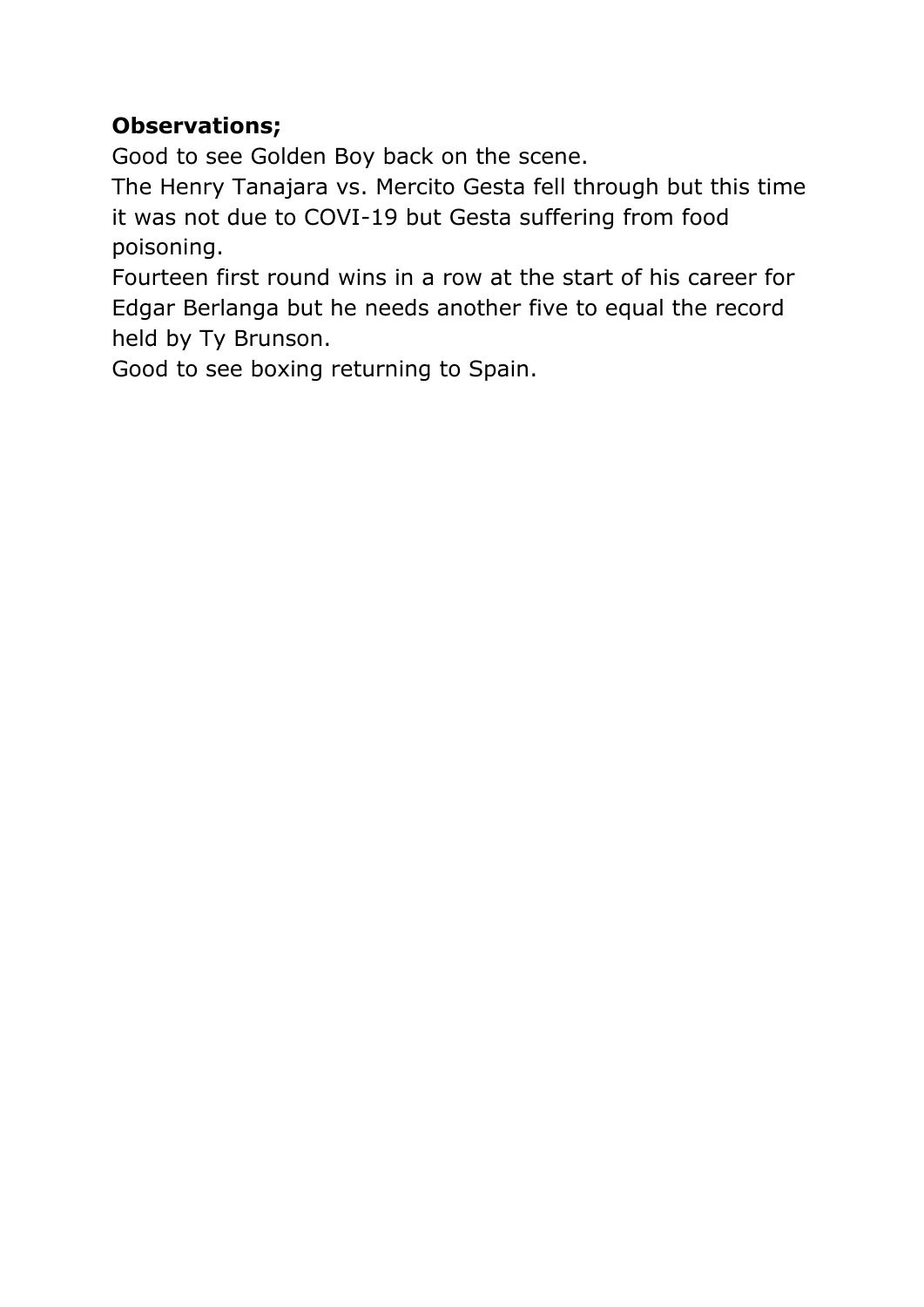**Observations;**

Good to see Golden Boy back on the scene.

The Henry Tanajara vs. Mercito Gesta fell through but this time it was not due to COVI-19 but Gesta suffering from food poisoning.

Fourteen first round wins in a row at the start of his career for Edgar Berlanga but he needs another five to equal the record held by Ty Brunson.

Good to see boxing returning to Spain.